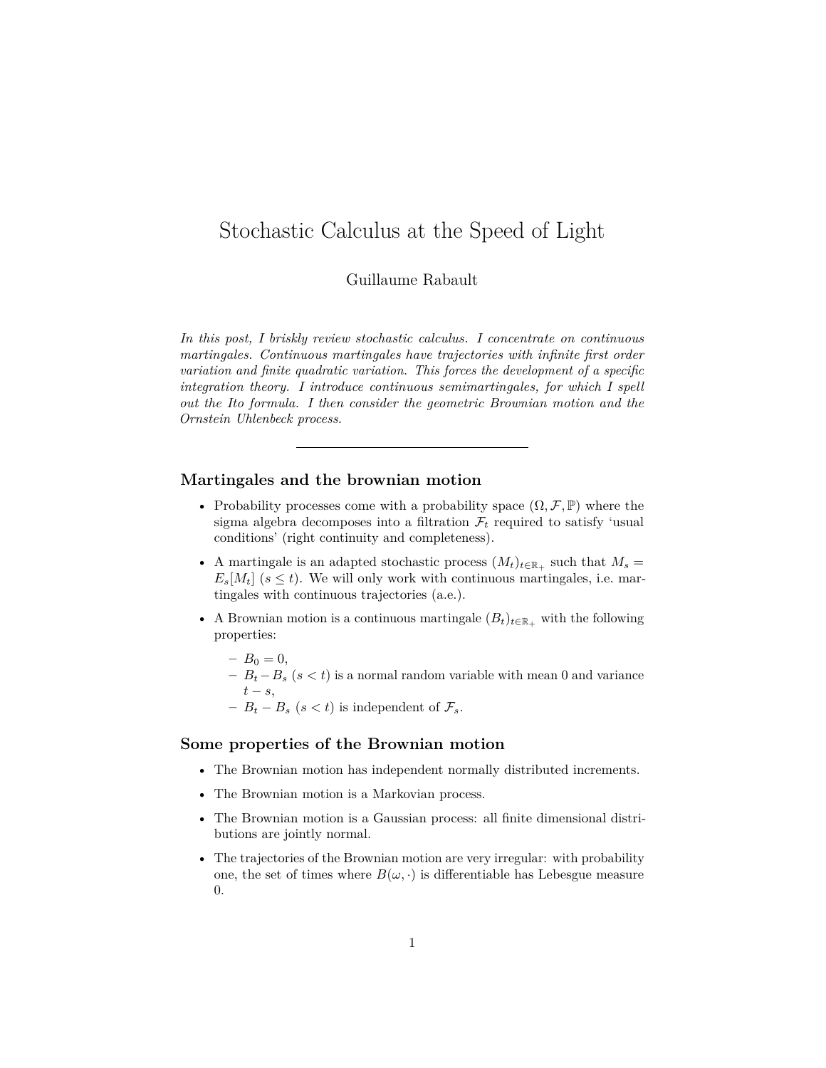# Stochastic Calculus at the Speed of Light

Guillaume Rabault

*In this post, I briskly review stochastic calculus. I concentrate on continuous martingales. Continuous martingales have trajectories with infinite first order variation and finite quadratic variation. This forces the development of a specific integration theory. I introduce continuous semimartingales, for which I spell out the Ito formula. I then consider the geometric Brownian motion and the Ornstein Uhlenbeck process.*

---

### Martingales and the brownian motion

- Probability processes come with a probability space $(\Omega, \mathcal{F}, \mathbb{P})$ where the sigma algebra decomposes into a filtration $\mathcal{F}_t$ required to satisfy 'usual conditions' (right continuity and completeness).
- A martingale is an adapted stochastic process $(M_t)_{t \in \mathbb{R}_+}$ such that $M_s = E_s[M_t]$ $(s \leq t)$. We will only work with continuous martingales, i.e. martingales with continuous trajectories (a.e.).
- A Brownian motion is a continuous martingale $(B_t)_{t \in \mathbb{R}_+}$ with the following properties:
  - $B_0 = 0$,
  - $B_t - B_s$ $(s < t)$ is a normal random variable with mean 0 and variance $t - s$,
  - $B_t - B_s$ $(s < t)$ is independent of $\mathcal{F}_s$.

### Some properties of the Brownian motion

- The Brownian motion has independent normally distributed increments.
- The Brownian motion is a Markovian process.
- The Brownian motion is a Gaussian process: all finite dimensional distributions are jointly normal.
- The trajectories of the Brownian motion are very irregular: with probability one, the set of times where $B(\omega, \cdot)$ is differentiable has Lebesgue measure 0.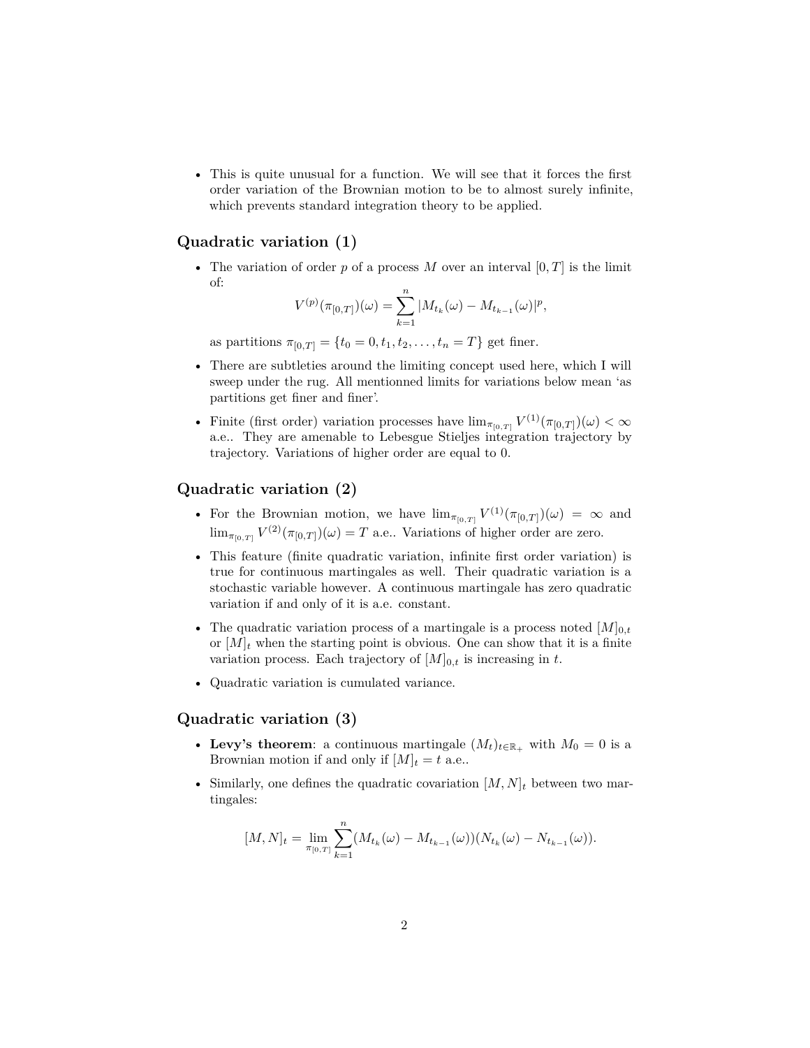- This is quite unusual for a function. We will see that it forces the first order variation of the Brownian motion to be to almost surely infinite, which prevents standard integration theory to be applied.

## Quadratic variation (1)

- The variation of order $p$ of a process $M$ over an interval $[0, T]$ is the limit of:
$$V^{(p)}(\pi_{[0,T]})(\omega) = \sum_{k=1}^{n} |M_{t_k}(\omega) - M_{t_{k-1}}(\omega)|^p,$$
as partitions $\pi_{[0,T]} = \{t_0 = 0, t_1, t_2, \ldots, t_n = T\}$ get finer.
- There are subtleties around the limiting concept used here, which I will sweep under the rug. All mentionned limits for variations below mean 'as partitions get finer and finer'.
- Finite (first order) variation processes have $\lim_{\pi_{[0,T]}} V^{(1)}(\pi_{[0,T]})(\omega) < \infty$ a.e.. They are amenable to Lebesgue Stieljes integration trajectory by trajectory. Variations of higher order are equal to 0.

## Quadratic variation (2)

- For the Brownian motion, we have $\lim_{\pi_{[0,T]}} V^{(1)}(\pi_{[0,T]})(\omega) = \infty$ and $\lim_{\pi_{[0,T]}} V^{(2)}(\pi_{[0,T]})(\omega) = T$ a.e.. Variations of higher order are zero.
- This feature (finite quadratic variation, infinite first order variation) is true for continuous martingales as well. Their quadratic variation is a stochastic variable however. A continuous martingale has zero quadratic variation if and only of it is a.e. constant.
- The quadratic variation process of a martingale is a process noted $[M]_{0,t}$ or $[M]_t$ when the starting point is obvious. One can show that it is a finite variation process. Each trajectory of $[M]_{0,t}$ is increasing in $t$.
- Quadratic variation is cumulated variance.

## Quadratic variation (3)

- **Levy's theorem**: a continuous martingale $(M_t)_{t \in \mathbb{R}_+}$ with $M_0 = 0$ is a Brownian motion if and only if $[M]_t = t$ a.e..
- Similarly, one defines the quadratic covariation $[M, N]_t$ between two martingales:
$$[M, N]_t = \lim_{\pi_{[0,T]}} \sum_{k=1}^{n} (M_{t_k}(\omega) - M_{t_{k-1}}(\omega))(N_{t_k}(\omega) - N_{t_{k-1}}(\omega)).$$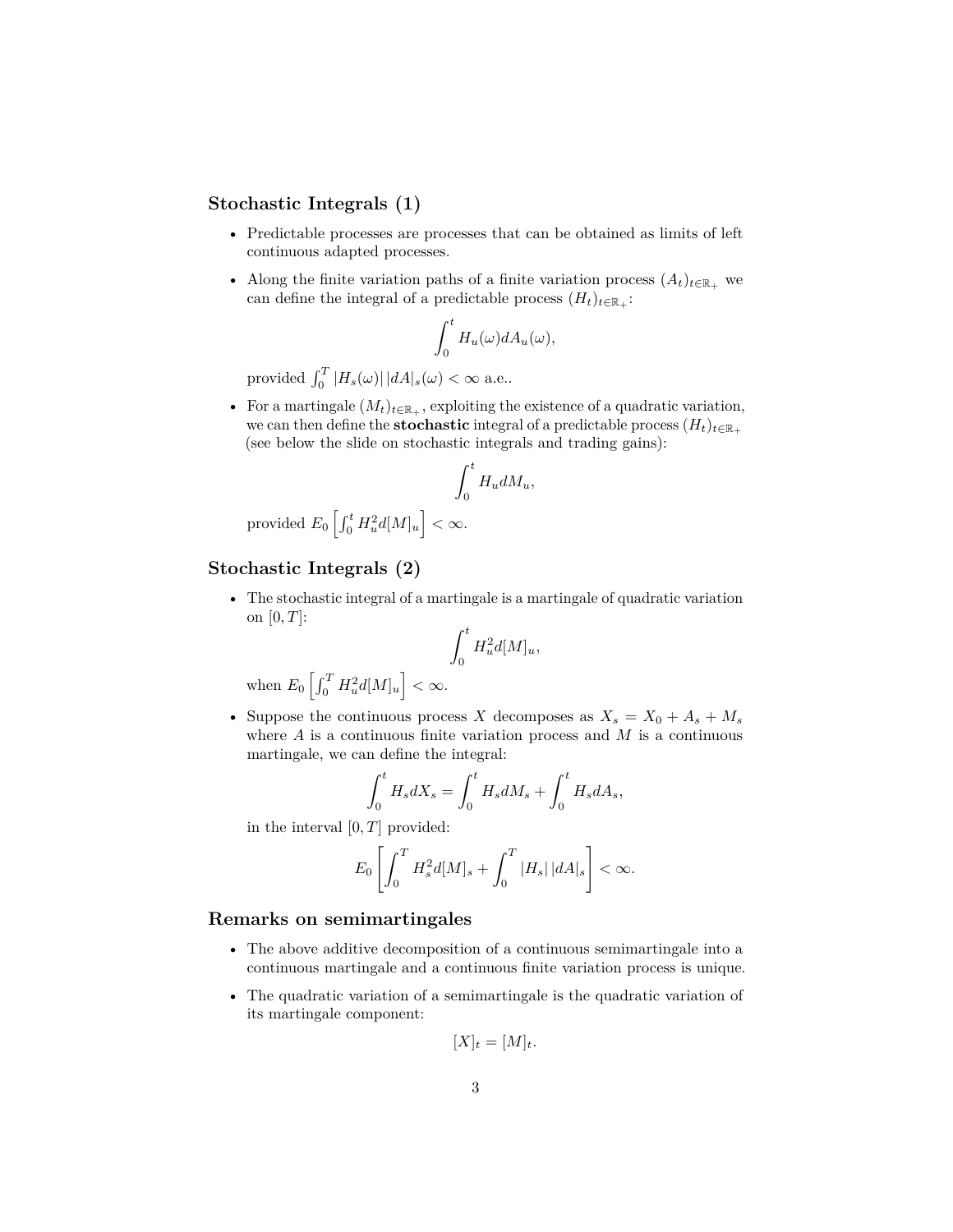## Stochastic Integrals (1)

- Predictable processes are processes that can be obtained as limits of left continuous adapted processes.
- Along the finite variation paths of a finite variation process $(A_t)_{t\in\mathbb{R}_+}$ we can define the integral of a predictable process $(H_t)_{t\in\mathbb{R}_+}$:

$$\int_0^t H_u(\omega) dA_u(\omega),$$

  provided $\int_0^T |H_s(\omega)| \, |dA|_s(\omega) < \infty$ a.e..

- For a martingale $(M_t)_{t\in\mathbb{R}_+}$, exploiting the existence of a quadratic variation, we can then define the **stochastic** integral of a predictable process $(H_t)_{t\in\mathbb{R}_+}$ (see below the slide on stochastic integrals and trading gains):

$$\int_0^t H_u dM_u,$$

  provided $E_0\left[\int_0^t H_u^2 d[M]_u\right] < \infty$.

## Stochastic Integrals (2)

- The stochastic integral of a martingale is a martingale of quadratic variation on $[0, T]$:

$$\int_0^t H_u^2 d[M]_u,$$

  when $E_0\left[\int_0^T H_u^2 d[M]_u\right] < \infty$.

- Suppose the continuous process $X$ decomposes as $X_s = X_0 + A_s + M_s$ where $A$ is a continuous finite variation process and $M$ is a continuous martingale, we can define the integral:

$$\int_0^t H_s dX_s = \int_0^t H_s dM_s + \int_0^t H_s dA_s,$$

  in the interval $[0, T]$ provided:

$$E_0\left[\int_0^T H_s^2 d[M]_s + \int_0^T |H_s| \, |dA|_s\right] < \infty.$$

## Remarks on semimartingales

- The above additive decomposition of a continuous semimartingale into a continuous martingale and a continuous finite variation process is unique.
- The quadratic variation of a semimartingale is the quadratic variation of its martingale component:

$$[X]_t = [M]_t.$$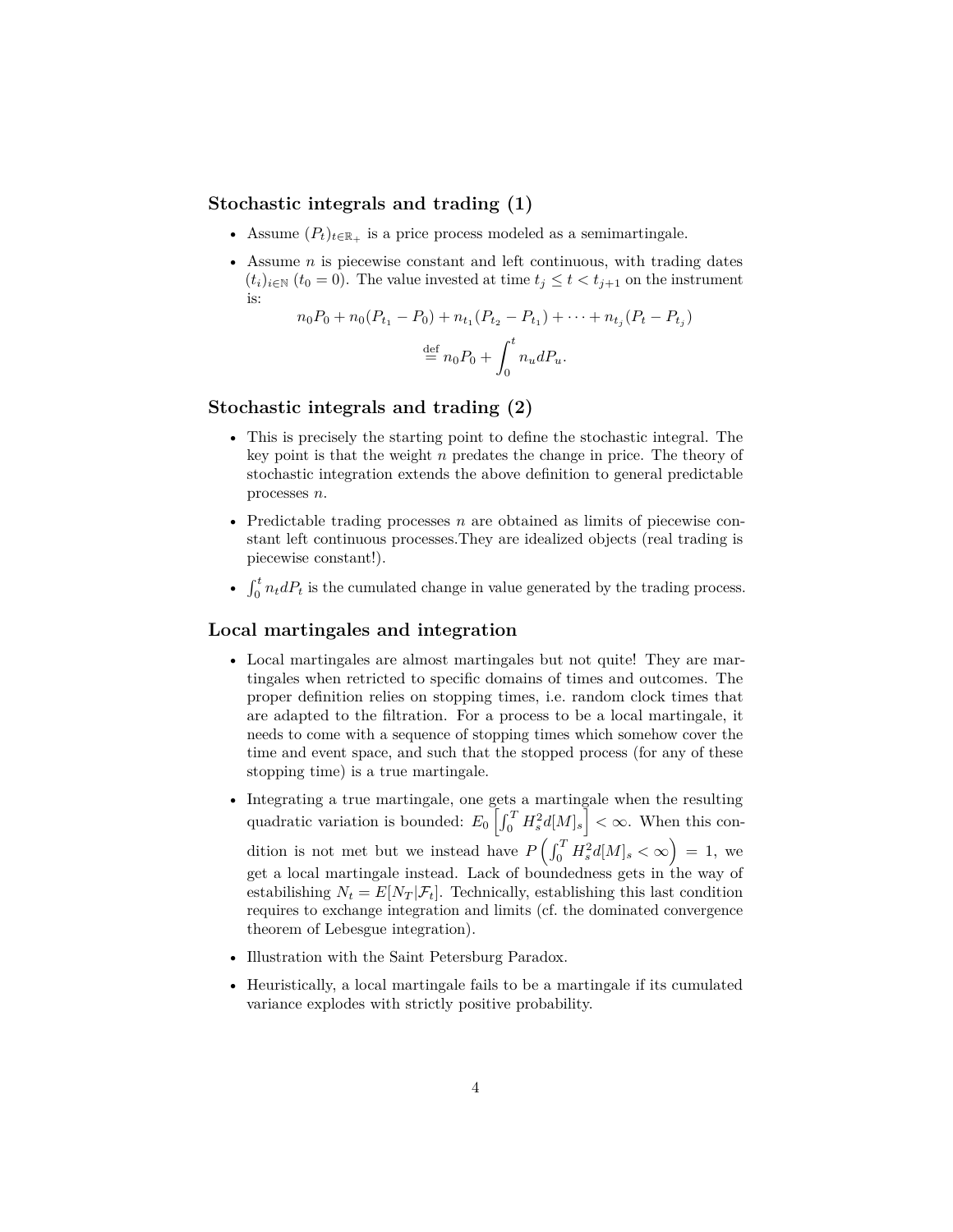## Stochastic integrals and trading (1)

- Assume $(P_t)_{t\in\mathbb{R}_+}$ is a price process modeled as a semimartingale.
- Assume $n$ is piecewise constant and left continuous, with trading dates $(t_i)_{i\in\mathbb{N}}$ ($t_0 = 0$). The value invested at time $t_j \leq t < t_{j+1}$ on the instrument is:

$$n_0 P_0 + n_0(P_{t_1} - P_0) + n_{t_1}(P_{t_2} - P_{t_1}) + \cdots + n_{t_j}(P_t - P_{t_j})$$

$$\stackrel{\text{def}}{=} n_0 P_0 + \int_0^t n_u dP_u.$$

## Stochastic integrals and trading (2)

- This is precisely the starting point to define the stochastic integral. The key point is that the weight $n$ predates the change in price. The theory of stochastic integration extends the above definition to general predictable processes $n$.
- Predictable trading processes $n$ are obtained as limits of piecewise constant left continuous processes.They are idealized objects (real trading is piecewise constant!).
- $\int_0^t n_t dP_t$ is the cumulated change in value generated by the trading process.

## Local martingales and integration

- Local martingales are almost martingales but not quite! They are martingales when retricted to specific domains of times and outcomes. The proper definition relies on stopping times, i.e. random clock times that are adapted to the filtration. For a process to be a local martingale, it needs to come with a sequence of stopping times which somehow cover the time and event space, and such that the stopped process (for any of these stopping time) is a true martingale.
- Integrating a true martingale, one gets a martingale when the resulting quadratic variation is bounded: $E_0\left[\int_0^T H_s^2 d[M]_s\right] < \infty$. When this condition is not met but we instead have $P\left(\int_0^T H_s^2 d[M]_s < \infty\right) = 1$, we get a local martingale instead. Lack of boundedness gets in the way of estabilishing $N_t = E[N_T|\mathcal{F}_t]$. Technically, establishing this last condition requires to exchange integration and limits (cf. the dominated convergence theorem of Lebesgue integration).
- Illustration with the Saint Petersburg Paradox.
- Heuristically, a local martingale fails to be a martingale if its cumulated variance explodes with strictly positive probability.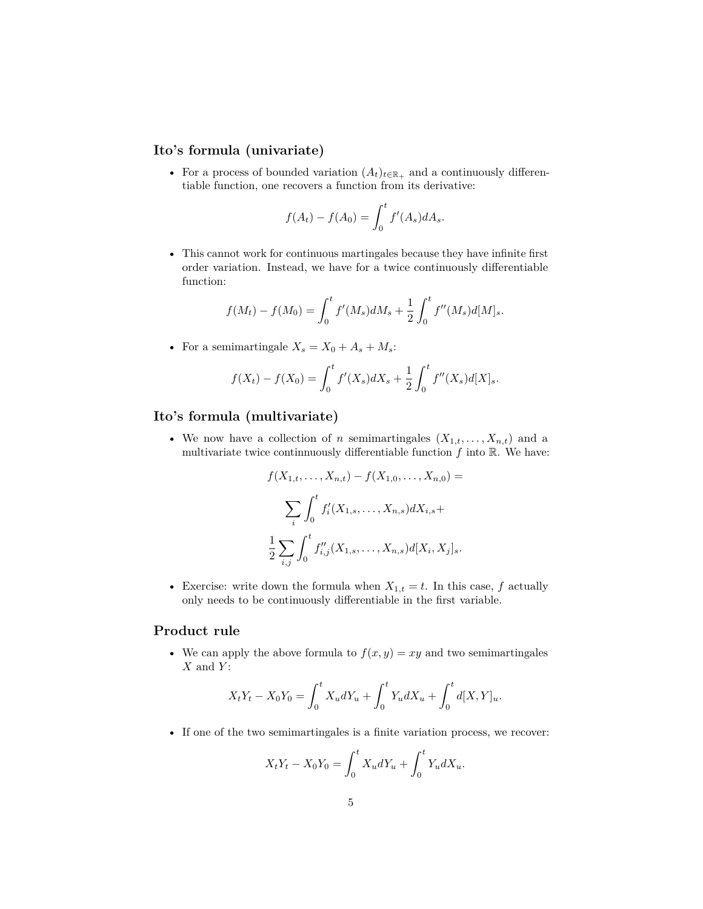## Ito's formula (univariate)

- For a process of bounded variation $(A_t)_{t\in\mathbb{R}_+}$ and a continuously differentiable function, one recovers a function from its derivative:

$$f(A_t) - f(A_0) = \int_0^t f'(A_s)dA_s.$$

- This cannot work for continuous martingales because they have infinite first order variation. Instead, we have for a twice continuously differentiable function:

$$f(M_t) - f(M_0) = \int_0^t f'(M_s)dM_s + \frac{1}{2}\int_0^t f''(M_s)d[M]_s.$$

- For a semimartingale $X_s = X_0 + A_s + M_s$:

$$f(X_t) - f(X_0) = \int_0^t f'(X_s)dX_s + \frac{1}{2}\int_0^t f''(X_s)d[X]_s.$$

## Ito's formula (multivariate)

- We now have a collection of $n$ semimartingales $(X_{1,t}, \dots, X_{n,t})$ and a multivariate twice continnuously differentiable function $f$ into $\mathbb{R}$. We have:

$$f(X_{1,t}, \dots, X_{n,t}) - f(X_{1,0}, \dots, X_{n,0}) =$$

$$\sum_i \int_0^t f_i'(X_{1,s}, \dots, X_{n,s})dX_{i,s} +$$

$$\frac{1}{2}\sum_{i,j}\int_0^t f_{i,j}''(X_{1,s}, \dots, X_{n,s})d[X_i, X_j]_s.$$

- Exercise: write down the formula when $X_{1,t} = t$. In this case, $f$ actually only needs to be continuously differentiable in the first variable.

## Product rule

- We can apply the above formula to $f(x, y) = xy$ and two semimartingales $X$ and $Y$:

$$X_tY_t - X_0Y_0 = \int_0^t X_u dY_u + \int_0^t Y_u dX_u + \int_0^t d[X, Y]_u.$$

- If one of the two semimartingales is a finite variation process, we recover:

$$X_tY_t - X_0Y_0 = \int_0^t X_u dY_u + \int_0^t Y_u dX_u.$$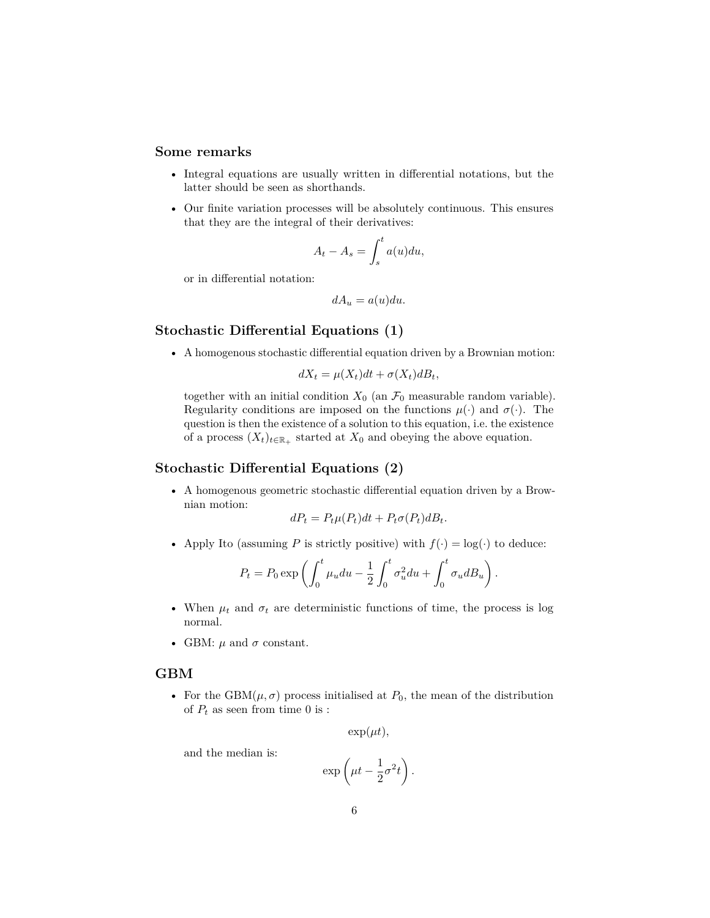### Some remarks

- Integral equations are usually written in differential notations, but the latter should be seen as shorthands.
- Our finite variation processes will be absolutely continuous. This ensures that they are the integral of their derivatives:

  $$A_t - A_s = \int_s^t a(u)du,$$

  or in differential notation:

  $$dA_u = a(u)du.$$

### Stochastic Differential Equations (1)

- A homogenous stochastic differential equation driven by a Brownian motion:

  $$dX_t = \mu(X_t)dt + \sigma(X_t)dB_t,$$

  together with an initial condition $X_0$ (an $\mathcal{F}_0$ measurable random variable). Regularity conditions are imposed on the functions $\mu(\cdot)$ and $\sigma(\cdot)$. The question is then the existence of a solution to this equation, i.e. the existence of a process $(X_t)_{t\in\mathbb{R}_+}$ started at $X_0$ and obeying the above equation.

### Stochastic Differential Equations (2)

- A homogenous geometric stochastic differential equation driven by a Brownian motion:

  $$dP_t = P_t\mu(P_t)dt + P_t\sigma(P_t)dB_t.$$

- Apply Ito (assuming $P$ is strictly positive) with $f(\cdot) = \log(\cdot)$ to deduce:

  $$P_t = P_0 \exp\left(\int_0^t \mu_u du - \frac{1}{2}\int_0^t \sigma_u^2 du + \int_0^t \sigma_u dB_u\right).$$

- When $\mu_t$ and $\sigma_t$ are deterministic functions of time, the process is log normal.
- GBM: $\mu$ and $\sigma$ constant.

### GBM

- For the GBM$(\mu, \sigma)$ process initialised at $P_0$, the mean of the distribution of $P_t$ as seen from time 0 is :

  $$\exp(\mu t),$$

  and the median is:

  $$\exp\left(\mu t - \frac{1}{2}\sigma^2 t\right).$$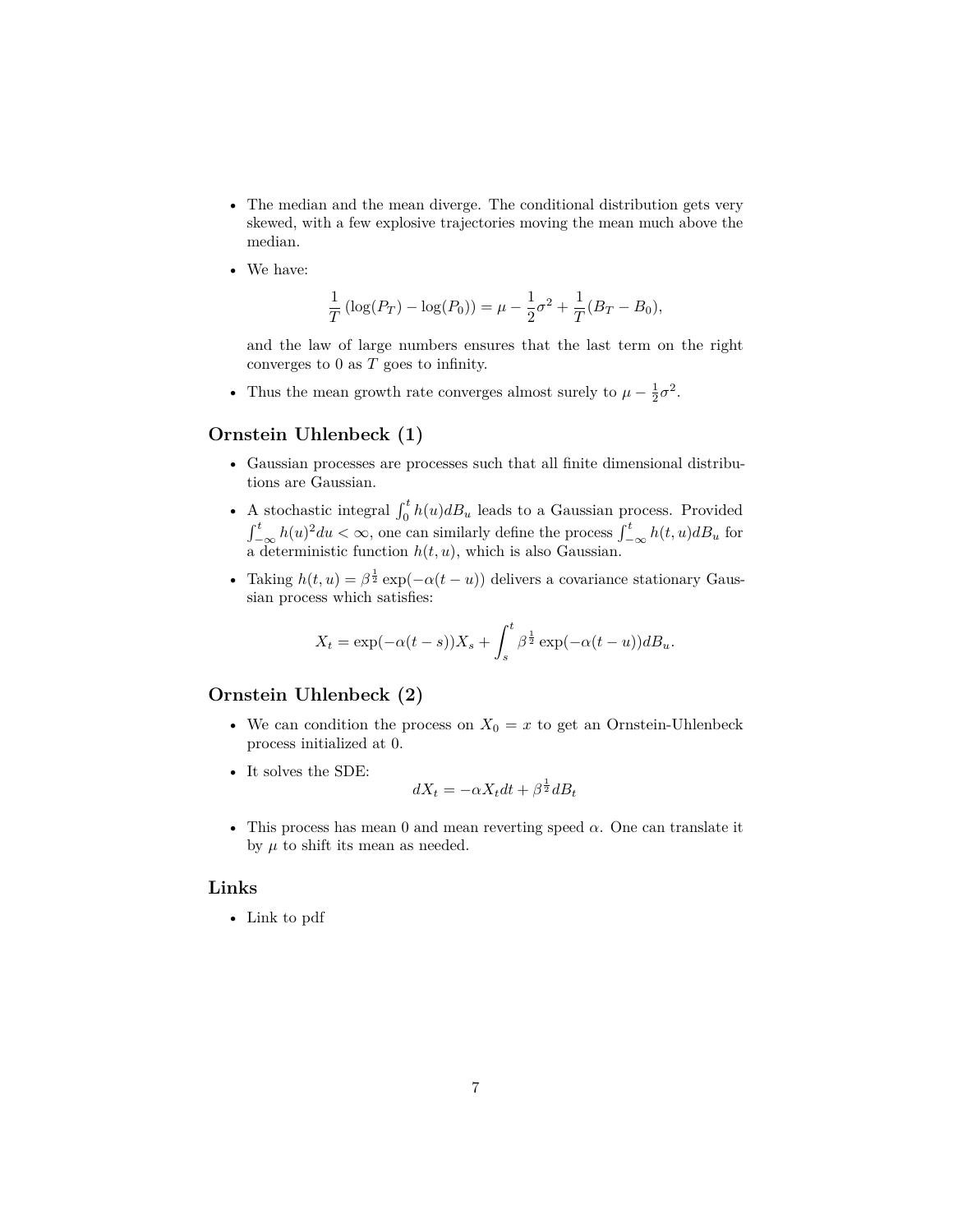- The median and the mean diverge. The conditional distribution gets very skewed, with a few explosive trajectories moving the mean much above the median.
- We have:

$$\frac{1}{T}\left(\log(P_T) - \log(P_0)\right) = \mu - \frac{1}{2}\sigma^2 + \frac{1}{T}(B_T - B_0),$$

  and the law of large numbers ensures that the last term on the right converges to 0 as $T$ goes to infinity.
- Thus the mean growth rate converges almost surely to $\mu - \frac{1}{2}\sigma^2$.

## Ornstein Uhlenbeck (1)

- Gaussian processes are processes such that all finite dimensional distributions are Gaussian.
- A stochastic integral $\int_0^t h(u)dB_u$ leads to a Gaussian process. Provided $\int_{-\infty}^t h(u)^2 du < \infty$, one can similarly define the process $\int_{-\infty}^t h(t,u)dB_u$ for a deterministic function $h(t,u)$, which is also Gaussian.
- Taking $h(t,u) = \beta^{\frac{1}{2}} \exp(-\alpha(t-u))$ delivers a covariance stationary Gaussian process which satisfies:

$$X_t = \exp(-\alpha(t-s))X_s + \int_s^t \beta^{\frac{1}{2}} \exp(-\alpha(t-u))dB_u.$$

## Ornstein Uhlenbeck (2)

- We can condition the process on $X_0 = x$ to get an Ornstein-Uhlenbeck process initialized at 0.
- It solves the SDE:

$$dX_t = -\alpha X_t dt + \beta^{\frac{1}{2}} dB_t$$

- This process has mean 0 and mean reverting speed $\alpha$. One can translate it by $\mu$ to shift its mean as needed.

## Links

- Link to pdf